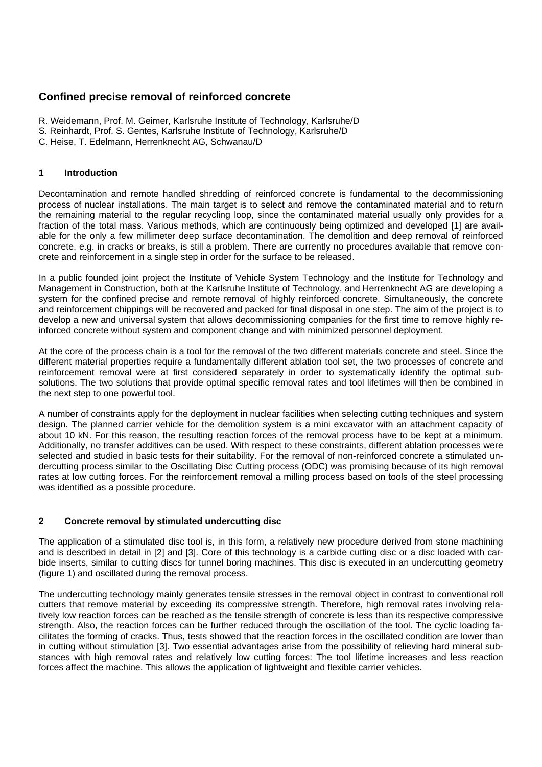# Confined precise removal of reinforced concrete

R. Weidemann, Prof. M. Geimer, Karlsruhe Institute of Technology, Karlsruhe/D
S. Reinhardt, Prof. S. Gentes, Karlsruhe Institute of Technology, Karlsruhe/D
C. Heise, T. Edelmann, Herrenknecht AG, Schwanau/D

## 1 Introduction

Decontamination and remote handled shredding of reinforced concrete is fundamental to the decommissioning process of nuclear installations. The main target is to select and remove the contaminated material and to return the remaining material to the regular recycling loop, since the contaminated material usually only provides for a fraction of the total mass. Various methods, which are continuously being optimized and developed [1] are available for the only a few millimeter deep surface decontamination. The demolition and deep removal of reinforced concrete, e.g. in cracks or breaks, is still a problem. There are currently no procedures available that remove concrete and reinforcement in a single step in order for the surface to be released.

In a public founded joint project the Institute of Vehicle System Technology and the Institute for Technology and Management in Construction, both at the Karlsruhe Institute of Technology, and Herrenknecht AG are developing a system for the confined precise and remote removal of highly reinforced concrete. Simultaneously, the concrete and reinforcement chippings will be recovered and packed for final disposal in one step. The aim of the project is to develop a new and universal system that allows decommissioning companies for the first time to remove highly reinforced concrete without system and component change and with minimized personnel deployment.

At the core of the process chain is a tool for the removal of the two different materials concrete and steel. Since the different material properties require a fundamentally different ablation tool set, the two processes of concrete and reinforcement removal were at first considered separately in order to systematically identify the optimal sub-solutions. The two solutions that provide optimal specific removal rates and tool lifetimes will then be combined in the next step to one powerful tool.

A number of constraints apply for the deployment in nuclear facilities when selecting cutting techniques and system design. The planned carrier vehicle for the demolition system is a mini excavator with an attachment capacity of about 10 kN. For this reason, the resulting reaction forces of the removal process have to be kept at a minimum. Additionally, no transfer additives can be used. With respect to these constraints, different ablation processes were selected and studied in basic tests for their suitability. For the removal of non-reinforced concrete a stimulated undercutting process similar to the Oscillating Disc Cutting process (ODC) was promising because of its high removal rates at low cutting forces. For the reinforcement removal a milling process based on tools of the steel processing was identified as a possible procedure.

## 2 Concrete removal by stimulated undercutting disc

The application of a stimulated disc tool is, in this form, a relatively new procedure derived from stone machining and is described in detail in [2] and [3]. Core of this technology is a carbide cutting disc or a disc loaded with carbide inserts, similar to cutting discs for tunnel boring machines. This disc is executed in an undercutting geometry (figure 1) and oscillated during the removal process.

The undercutting technology mainly generates tensile stresses in the removal object in contrast to conventional roll cutters that remove material by exceeding its compressive strength. Therefore, high removal rates involving relatively low reaction forces can be reached as the tensile strength of concrete is less than its respective compressive strength. Also, the reaction forces can be further reduced through the oscillation of the tool. The cyclic loading facilitates the forming of cracks. Thus, tests showed that the reaction forces in the oscillated condition are lower than in cutting without stimulation [3]. Two essential advantages arise from the possibility of relieving hard mineral substances with high removal rates and relatively low cutting forces: The tool lifetime increases and less reaction forces affect the machine. This allows the application of lightweight and flexible carrier vehicles.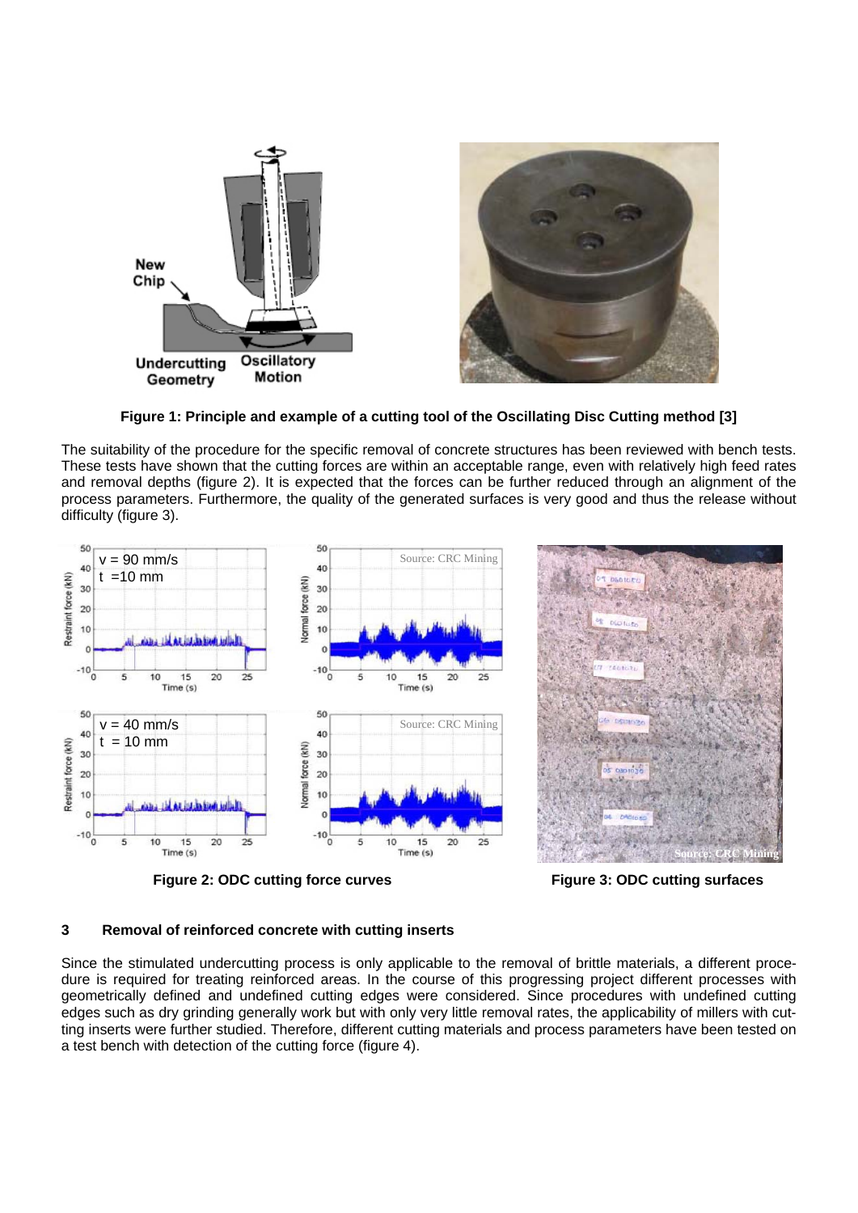**Figure 1: Principle and example of a cutting tool of the Oscillating Disc Cutting method [3]**

The suitability of the procedure for the specific removal of concrete structures has been reviewed with bench tests. These tests have shown that the cutting forces are within an acceptable range, even with relatively high feed rates and removal depths (figure 2). It is expected that the forces can be further reduced through an alignment of the process parameters. Furthermore, the quality of the generated surfaces is very good and thus the release without difficulty (figure 3).

**Figure 2: ODC cutting force curves**

**Figure 3: ODC cutting surfaces**

## 3 Removal of reinforced concrete with cutting inserts

Since the stimulated undercutting process is only applicable to the removal of brittle materials, a different procedure is required for treating reinforced areas. In the course of this progressing project different processes with geometrically defined and undefined cutting edges were considered. Since procedures with undefined cutting edges such as dry grinding generally work but with only very little removal rates, the applicability of millers with cutting inserts were further studied. Therefore, different cutting materials and process parameters have been tested on a test bench with detection of the cutting force (figure 4).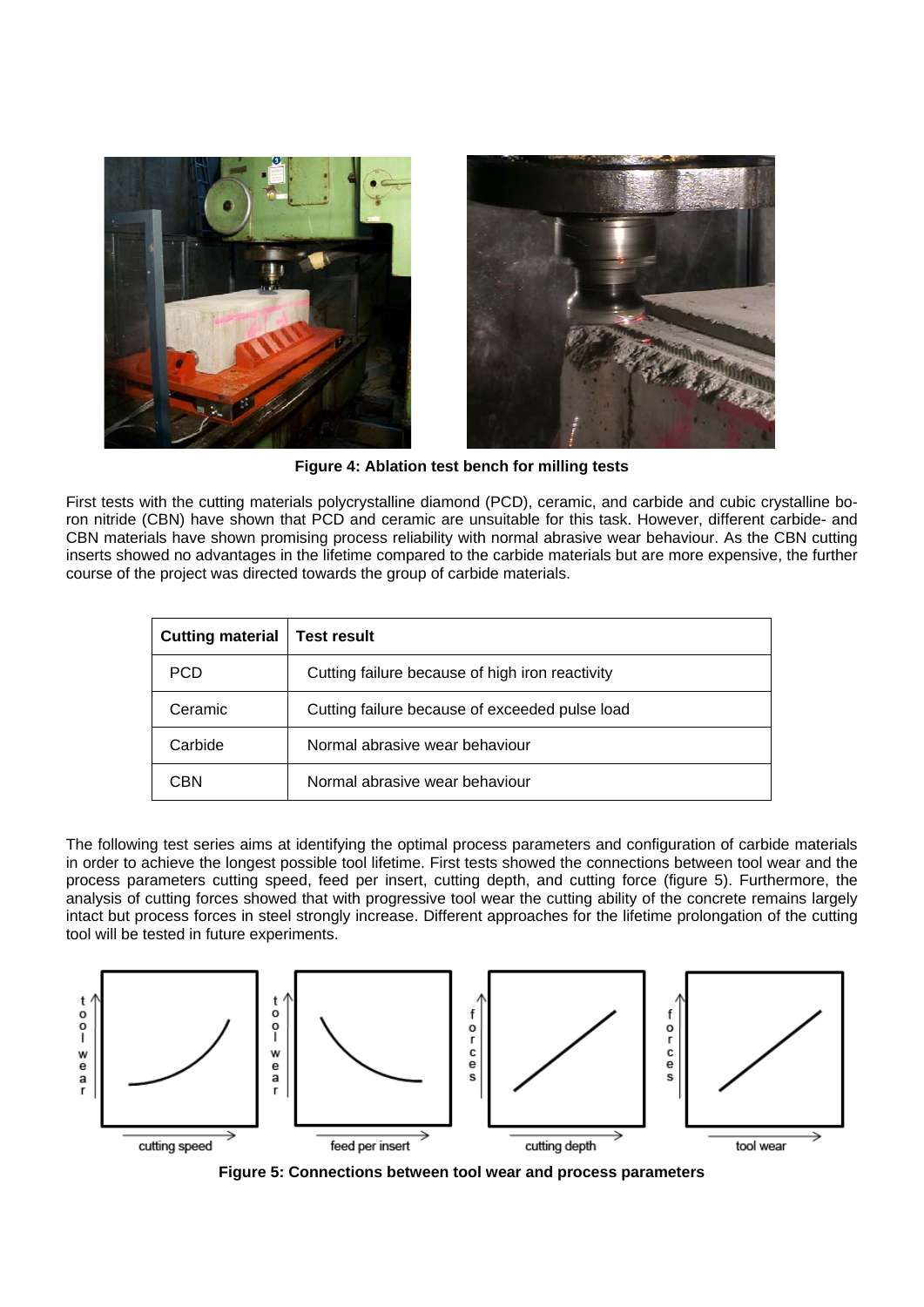**Figure 4: Ablation test bench for milling tests**

First tests with the cutting materials polycrystalline diamond (PCD), ceramic, and carbide and cubic crystalline boron nitride (CBN) have shown that PCD and ceramic are unsuitable for this task. However, different carbide- and CBN materials have shown promising process reliability with normal abrasive wear behaviour. As the CBN cutting inserts showed no advantages in the lifetime compared to the carbide materials but are more expensive, the further course of the project was directed towards the group of carbide materials.

| Cutting material | Test result |
|---|---|
| PCD | Cutting failure because of high iron reactivity |
| Ceramic | Cutting failure because of exceeded pulse load |
| Carbide | Normal abrasive wear behaviour |
| CBN | Normal abrasive wear behaviour |

The following test series aims at identifying the optimal process parameters and configuration of carbide materials in order to achieve the longest possible tool lifetime. First tests showed the connections between tool wear and the process parameters cutting speed, feed per insert, cutting depth, and cutting force (figure 5). Furthermore, the analysis of cutting forces showed that with progressive tool wear the cutting ability of the concrete remains largely intact but process forces in steel strongly increase. Different approaches for the lifetime prolongation of the cutting tool will be tested in future experiments.

**Figure 5: Connections between tool wear and process parameters**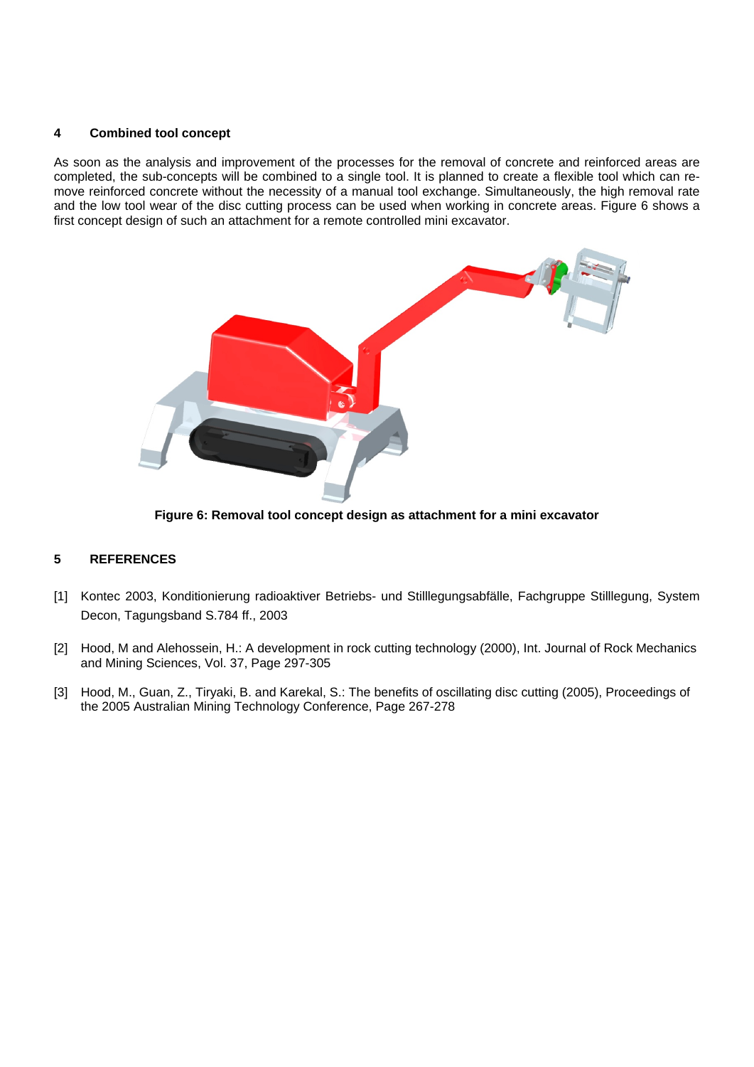## 4 Combined tool concept

As soon as the analysis and improvement of the processes for the removal of concrete and reinforced areas are completed, the sub-concepts will be combined to a single tool. It is planned to create a flexible tool which can remove reinforced concrete without the necessity of a manual tool exchange. Simultaneously, the high removal rate and the low tool wear of the disc cutting process can be used when working in concrete areas. Figure 6 shows a first concept design of such an attachment for a remote controlled mini excavator.

**Figure 6: Removal tool concept design as attachment for a mini excavator**

## 5 REFERENCES

[1] Kontec 2003, Konditionierung radioaktiver Betriebs- und Stilllegungsabfälle, Fachgruppe Stilllegung, System Decon, Tagungsband S.784 ff., 2003

[2] Hood, M and Alehossein, H.: A development in rock cutting technology (2000), Int. Journal of Rock Mechanics and Mining Sciences, Vol. 37, Page 297-305

[3] Hood, M., Guan, Z., Tiryaki, B. and Karekal, S.: The benefits of oscillating disc cutting (2005), Proceedings of the 2005 Australian Mining Technology Conference, Page 267-278